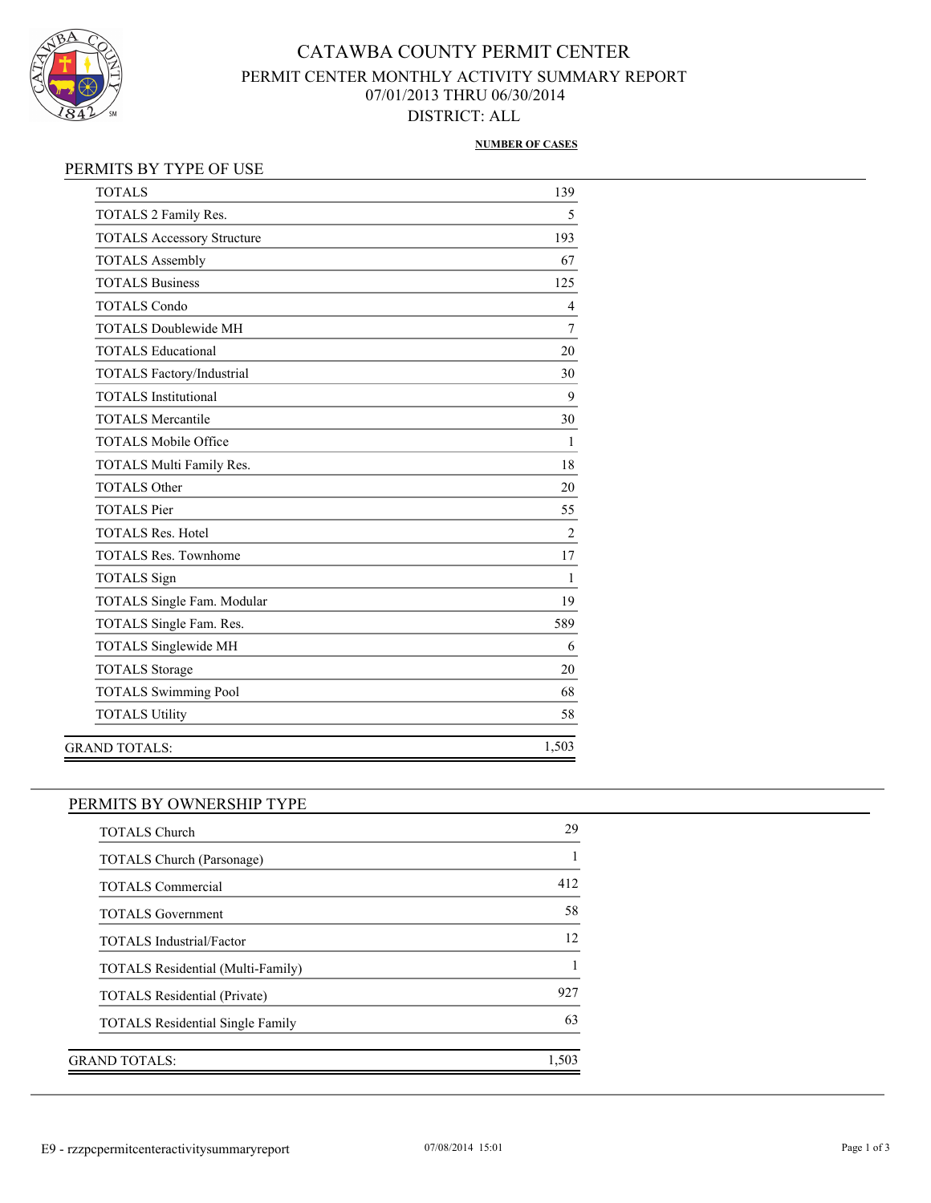# CATAWBA COUNTY PERMIT CENTER

## PERMIT CENTER MONTHLY ACTIVITY SUMMARY REPORT

07/01/2013 THRU 06/30/2014

DISTRICT: ALL

### PERMITS BY TYPE OF USE

| | NUMBER OF CASES |
|---|---|
| TOTALS | 139 |
| TOTALS 2 Family Res. | 5 |
| TOTALS Accessory Structure | 193 |
| TOTALS Assembly | 67 |
| TOTALS Business | 125 |
| TOTALS Condo | 4 |
| TOTALS Doublewide MH | 7 |
| TOTALS Educational | 20 |
| TOTALS Factory/Industrial | 30 |
| TOTALS Institutional | 9 |
| TOTALS Mercantile | 30 |
| TOTALS Mobile Office | 1 |
| TOTALS Multi Family Res. | 18 |
| TOTALS Other | 20 |
| TOTALS Pier | 55 |
| TOTALS Res. Hotel | 2 |
| TOTALS Res. Townhome | 17 |
| TOTALS Sign | 1 |
| TOTALS Single Fam. Modular | 19 |
| TOTALS Single Fam. Res. | 589 |
| TOTALS Singlewide MH | 6 |
| TOTALS Storage | 20 |
| TOTALS Swimming Pool | 68 |
| TOTALS Utility | 58 |
| GRAND TOTALS: | 1,503 |

### PERMITS BY OWNERSHIP TYPE

| | |
|---|---|
| TOTALS Church | 29 |
| TOTALS Church (Parsonage) | 1 |
| TOTALS Commercial | 412 |
| TOTALS Government | 58 |
| TOTALS Industrial/Factor | 12 |
| TOTALS Residential (Multi-Family) | 1 |
| TOTALS Residential (Private) | 927 |
| TOTALS Residential Single Family | 63 |
| GRAND TOTALS: | 1,503 |

E9 - rzzpcpermitcenteractivitysummaryreport 07/08/2014 15:01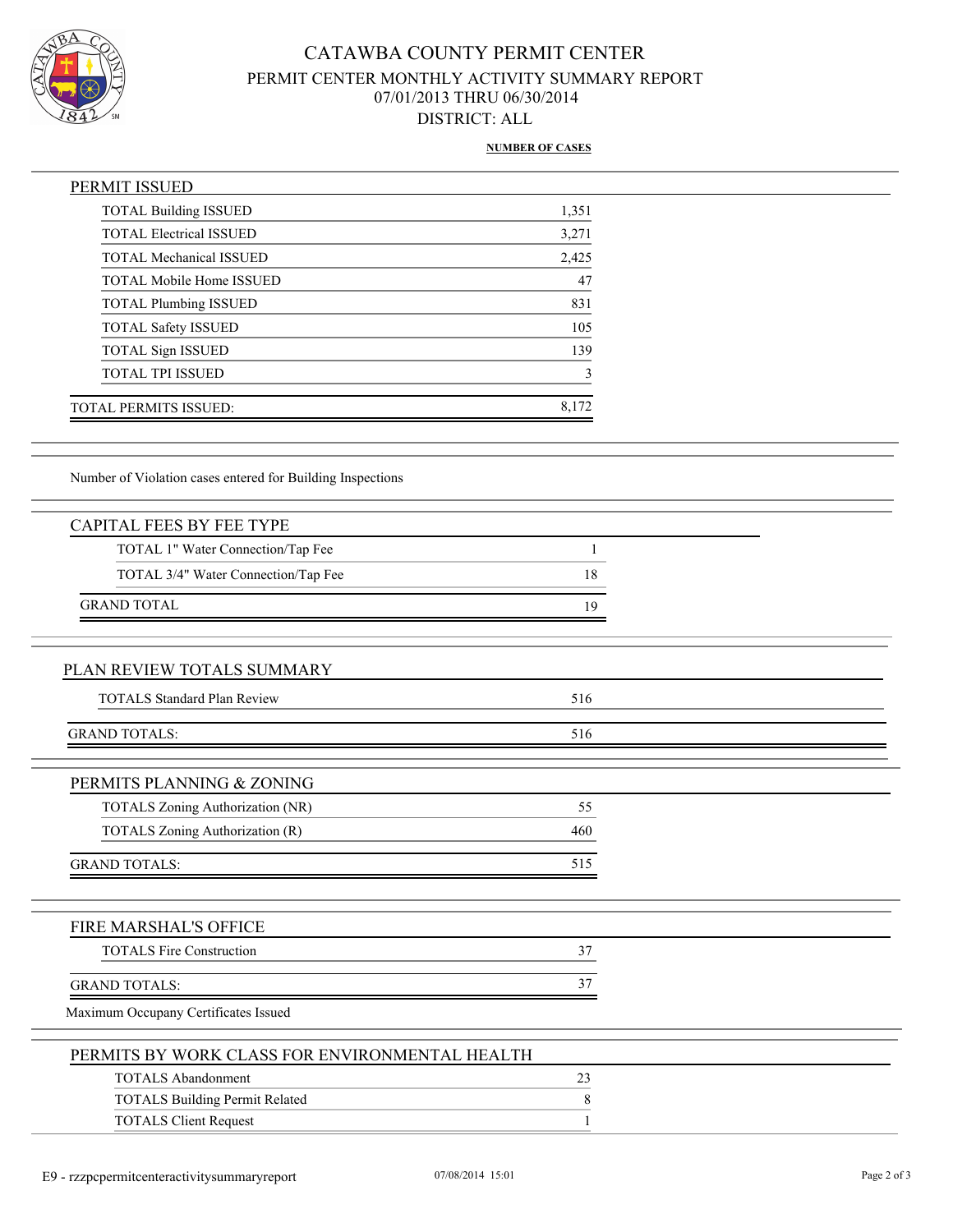# CATAWBA COUNTY PERMIT CENTER

## PERMIT CENTER MONTHLY ACTIVITY SUMMARY REPORT

07/01/2013 THRU 06/30/2014

DISTRICT: ALL

| | NUMBER OF CASES |
|---|---|
| **PERMIT ISSUED** | |
| TOTAL Building ISSUED | 1,351 |
| TOTAL Electrical ISSUED | 3,271 |
| TOTAL Mechanical ISSUED | 2,425 |
| TOTAL Mobile Home ISSUED | 47 |
| TOTAL Plumbing ISSUED | 831 |
| TOTAL Safety ISSUED | 105 |
| TOTAL Sign ISSUED | 139 |
| TOTAL TPI ISSUED | 3 |
| TOTAL PERMITS ISSUED: | 8,172 |

Number of Violation cases entered for Building Inspections

| CAPITAL FEES BY FEE TYPE | |
|---|---|
| TOTAL 1" Water Connection/Tap Fee | 1 |
| TOTAL 3/4" Water Connection/Tap Fee | 18 |
| GRAND TOTAL | 19 |

| PLAN REVIEW TOTALS SUMMARY | |
|---|---|
| TOTALS Standard Plan Review | 516 |
| GRAND TOTALS: | 516 |

| PERMITS PLANNING & ZONING | |
|---|---|
| TOTALS Zoning Authorization (NR) | 55 |
| TOTALS Zoning Authorization (R) | 460 |
| GRAND TOTALS: | 515 |

| FIRE MARSHAL'S OFFICE | |
|---|---|
| TOTALS Fire Construction | 37 |
| GRAND TOTALS: | 37 |

Maximum Occupany Certificates Issued

| PERMITS BY WORK CLASS FOR ENVIRONMENTAL HEALTH | |
|---|---|
| TOTALS Abandonment | 23 |
| TOTALS Building Permit Related | 8 |
| TOTALS Client Request | 1 |

E9 - rzzpcpermitcenteractivitysummaryreport 07/08/2014 15:01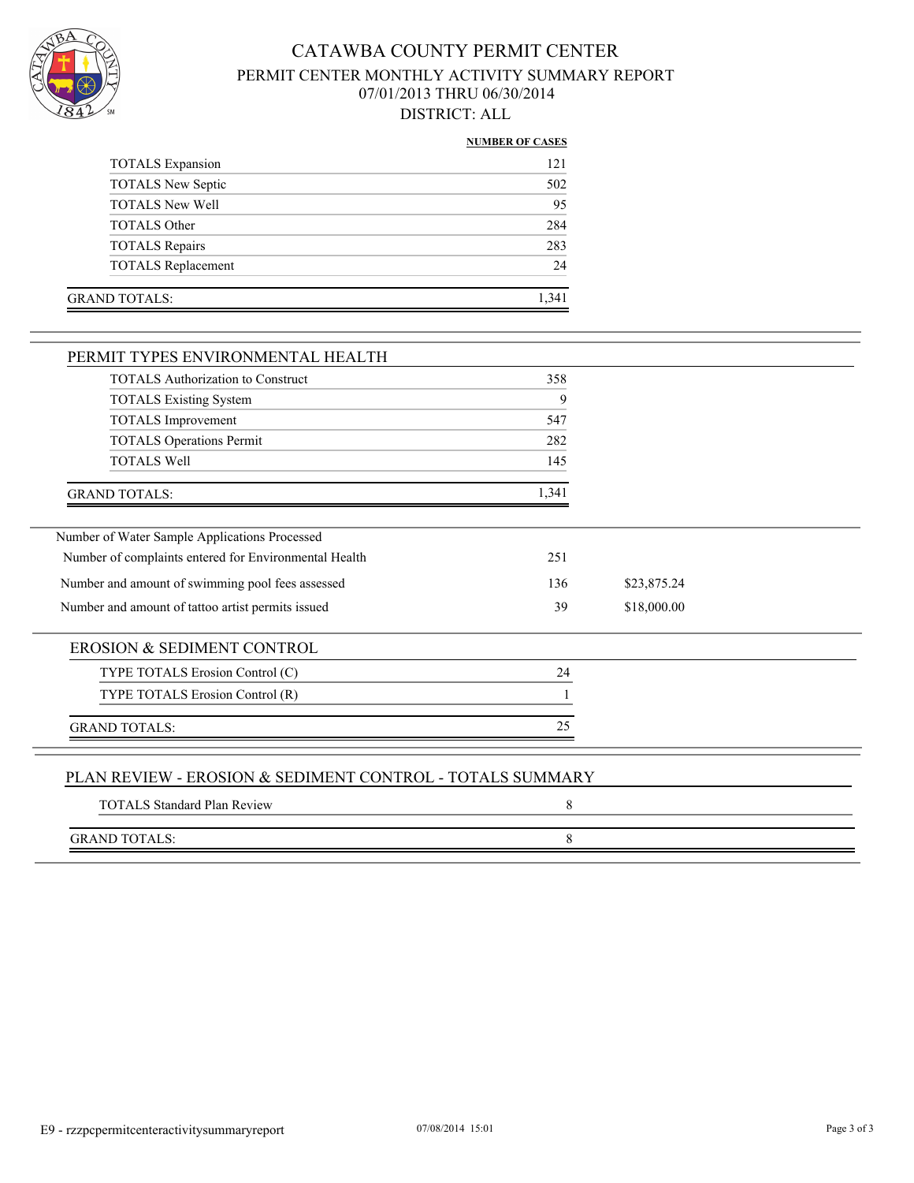# CATAWBA COUNTY PERMIT CENTER

## PERMIT CENTER MONTHLY ACTIVITY SUMMARY REPORT

07/01/2013 THRU 06/30/2014

DISTRICT: ALL

| | NUMBER OF CASES |
|---|---|
| TOTALS Expansion | 121 |
| TOTALS New Septic | 502 |
| TOTALS New Well | 95 |
| TOTALS Other | 284 |
| TOTALS Repairs | 283 |
| TOTALS Replacement | 24 |
| GRAND TOTALS: | 1,341 |

### PERMIT TYPES ENVIRONMENTAL HEALTH

| | |
|---|---|
| TOTALS Authorization to Construct | 358 |
| TOTALS Existing System | 9 |
| TOTALS Improvement | 547 |
| TOTALS Operations Permit | 282 |
| TOTALS Well | 145 |
| GRAND TOTALS: | 1,341 |

| | | |
|---|---|---|
| Number of Water Sample Applications Processed | | |
| Number of complaints entered for Environmental Health | 251 | |
| Number and amount of swimming pool fees assessed | 136 | $23,875.24 |
| Number and amount of tattoo artist permits issued | 39 | $18,000.00 |

### EROSION & SEDIMENT CONTROL

| | |
|---|---|
| TYPE TOTALS Erosion Control (C) | 24 |
| TYPE TOTALS Erosion Control (R) | 1 |
| GRAND TOTALS: | 25 |

### PLAN REVIEW - EROSION & SEDIMENT CONTROL - TOTALS SUMMARY

| | |
|---|---|
| TOTALS Standard Plan Review | 8 |
| GRAND TOTALS: | 8 |

E9 - rzzpcpermitcenteractivitysummaryreport    07/08/2014 15:01